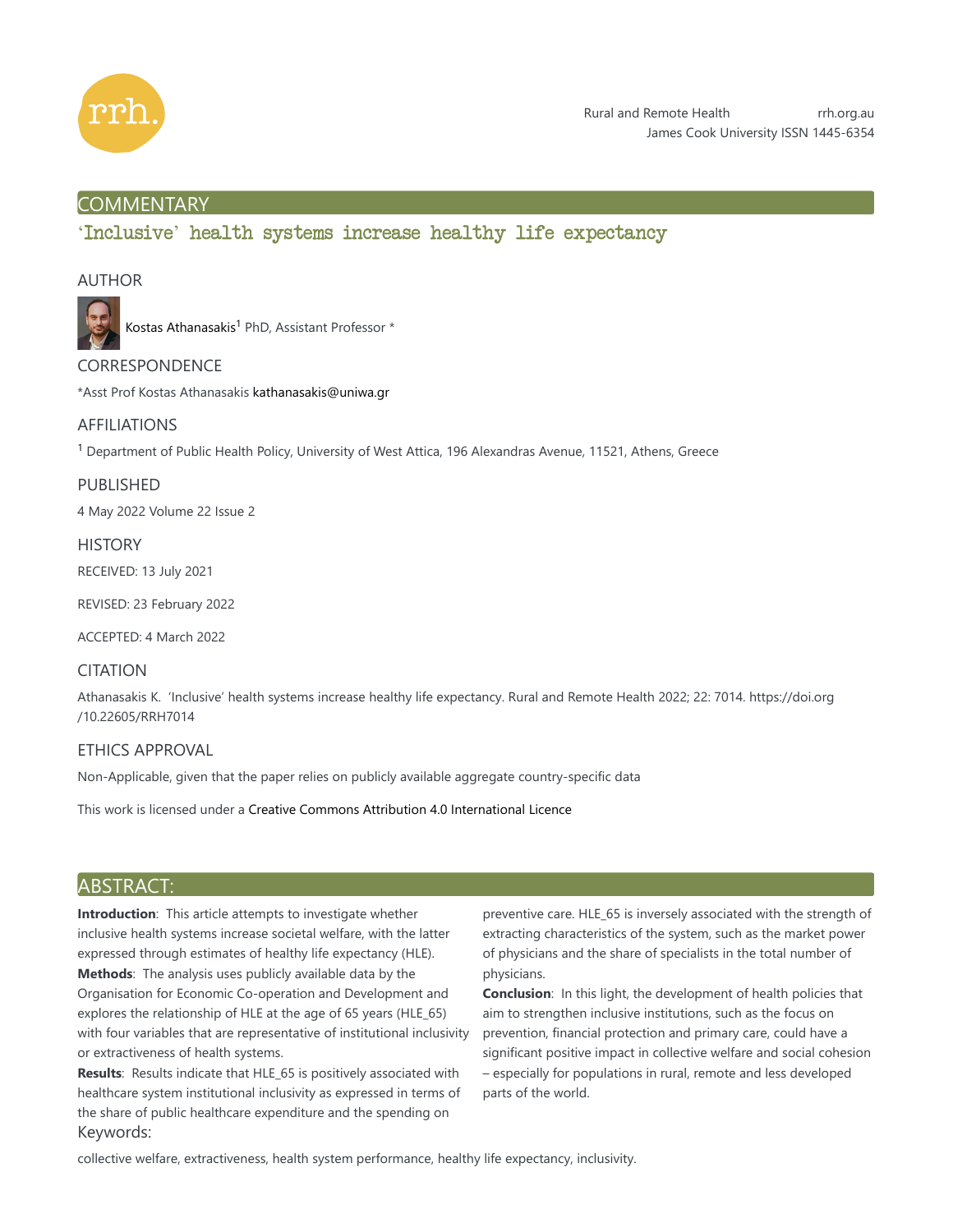Rural and Remote Health rrh.org.au
James Cook University ISSN 1445-6354

## COMMENTARY

# 'Inclusive' health systems increase healthy life expectancy

## AUTHOR

Kostas Athanasakis[1] PhD, Assistant Professor *

## CORRESPONDENCE

*Asst Prof Kostas Athanasakis kathanasakis@uniwa.gr

## AFFILIATIONS

[1] Department of Public Health Policy, University of West Attica, 196 Alexandras Avenue, 11521, Athens, Greece

## PUBLISHED

4 May 2022 Volume 22 Issue 2

## HISTORY

RECEIVED: 13 July 2021

REVISED: 23 February 2022

ACCEPTED: 4 March 2022

## CITATION

Athanasakis K. 'Inclusive' health systems increase healthy life expectancy. Rural and Remote Health 2022; 22: 7014. https://doi.org/10.22605/RRH7014

## ETHICS APPROVAL

Non-Applicable, given that the paper relies on publicly available aggregate country-specific data

This work is licensed under a Creative Commons Attribution 4.0 International Licence

## ABSTRACT:

**Introduction**: This article attempts to investigate whether inclusive health systems increase societal welfare, with the latter expressed through estimates of healthy life expectancy (HLE).

**Methods**: The analysis uses publicly available data by the Organisation for Economic Co-operation and Development and explores the relationship of HLE at the age of 65 years (HLE_65) with four variables that are representative of institutional inclusivity or extractiveness of health systems.

**Results**: Results indicate that HLE_65 is positively associated with healthcare system institutional inclusivity as expressed in terms of the share of public healthcare expenditure and the spending on preventive care. HLE_65 is inversely associated with the strength of extracting characteristics of the system, such as the market power of physicians and the share of specialists in the total number of physicians.

**Conclusion**: In this light, the development of health policies that aim to strengthen inclusive institutions, such as the focus on prevention, financial protection and primary care, could have a significant positive impact in collective welfare and social cohesion – especially for populations in rural, remote and less developed parts of the world.

## Keywords:

collective welfare, extractiveness, health system performance, healthy life expectancy, inclusivity.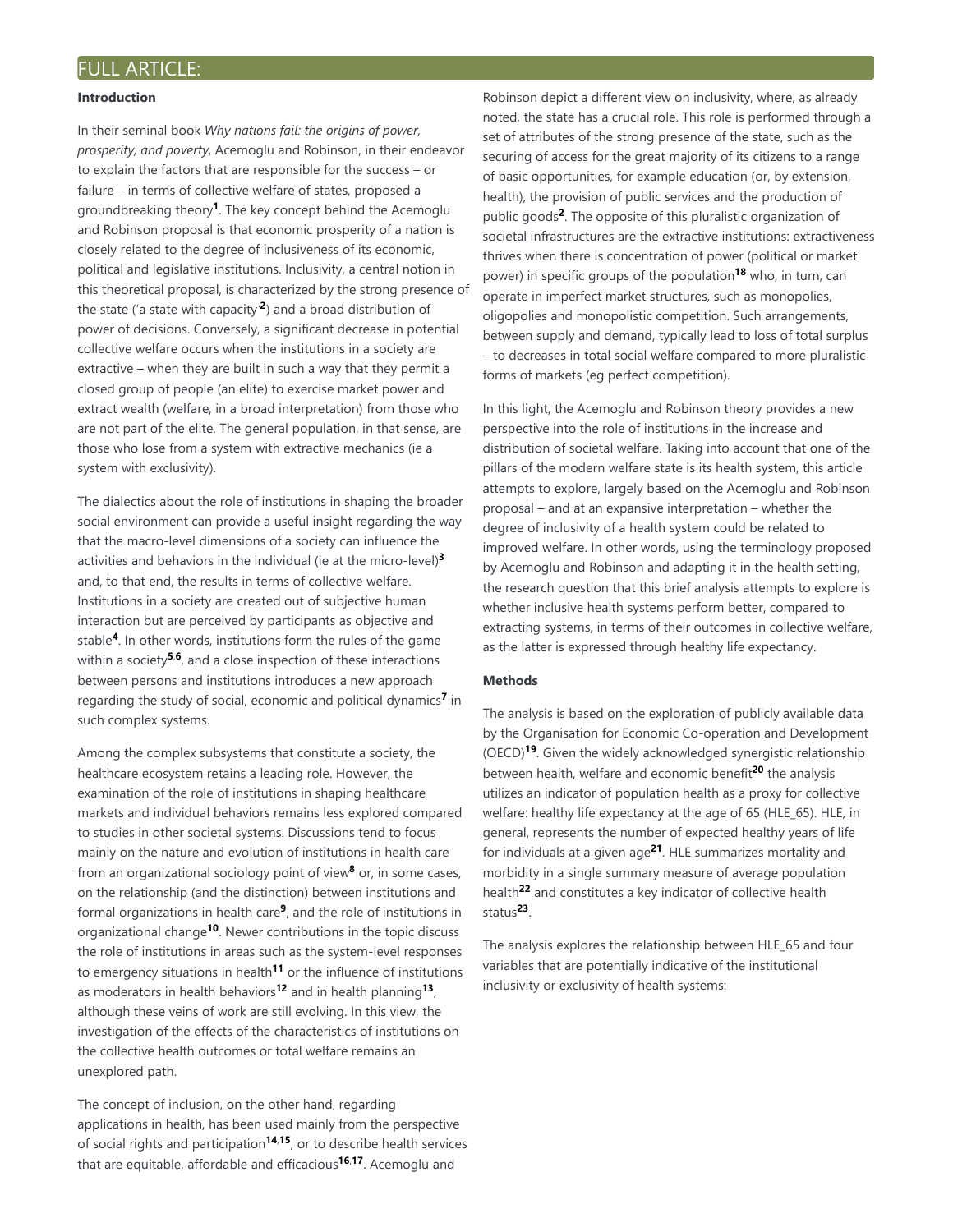## FULL ARTICLE:

### Introduction

In their seminal book *Why nations fail: the origins of power, prosperity, and poverty*, Acemoglu and Robinson, in their endeavor to explain the factors that are responsible for the success – or failure – in terms of collective welfare of states, proposed a groundbreaking theory[1]. The key concept behind the Acemoglu and Robinson proposal is that economic prosperity of a nation is closely related to the degree of inclusiveness of its economic, political and legislative institutions. Inclusivity, a central notion in this theoretical proposal, is characterized by the strong presence of the state ('a state with capacity'[2]) and a broad distribution of power of decisions. Conversely, a significant decrease in potential collective welfare occurs when the institutions in a society are extractive – when they are built in such a way that they permit a closed group of people (an elite) to exercise market power and extract wealth (welfare, in a broad interpretation) from those who are not part of the elite. The general population, in that sense, are those who lose from a system with extractive mechanics (ie a system with exclusivity).

The dialectics about the role of institutions in shaping the broader social environment can provide a useful insight regarding the way that the macro-level dimensions of a society can influence the activities and behaviors in the individual (ie at the micro-level)[3] and, to that end, the results in terms of collective welfare. Institutions in a society are created out of subjective human interaction but are perceived by participants as objective and stable[4]. In other words, institutions form the rules of the game within a society[5,6], and a close inspection of these interactions between persons and institutions introduces a new approach regarding the study of social, economic and political dynamics[7] in such complex systems.

Among the complex subsystems that constitute a society, the healthcare ecosystem retains a leading role. However, the examination of the role of institutions in shaping healthcare markets and individual behaviors remains less explored compared to studies in other societal systems. Discussions tend to focus mainly on the nature and evolution of institutions in health care from an organizational sociology point of view[8] or, in some cases, on the relationship (and the distinction) between institutions and formal organizations in health care[9], and the role of institutions in organizational change[10]. Newer contributions in the topic discuss the role of institutions in areas such as the system-level responses to emergency situations in health[11] or the influence of institutions as moderators in health behaviors[12] and in health planning[13], although these veins of work are still evolving. In this view, the investigation of the effects of the characteristics of institutions on the collective health outcomes or total welfare remains an unexplored path.

The concept of inclusion, on the other hand, regarding applications in health, has been used mainly from the perspective of social rights and participation[14,15], or to describe health services that are equitable, affordable and efficacious[16,17]. Acemoglu and Robinson depict a different view on inclusivity, where, as already noted, the state has a crucial role. This role is performed through a set of attributes of the strong presence of the state, such as the securing of access for the great majority of its citizens to a range of basic opportunities, for example education (or, by extension, health), the provision of public services and the production of public goods[2]. The opposite of this pluralistic organization of societal infrastructures are the extractive institutions: extractiveness thrives when there is concentration of power (political or market power) in specific groups of the population[18] who, in turn, can operate in imperfect market structures, such as monopolies, oligopolies and monopolistic competition. Such arrangements, between supply and demand, typically lead to loss of total surplus – to decreases in total social welfare compared to more pluralistic forms of markets (eg perfect competition).

In this light, the Acemoglu and Robinson theory provides a new perspective into the role of institutions in the increase and distribution of societal welfare. Taking into account that one of the pillars of the modern welfare state is its health system, this article attempts to explore, largely based on the Acemoglu and Robinson proposal – and at an expansive interpretation – whether the degree of inclusivity of a health system could be related to improved welfare. In other words, using the terminology proposed by Acemoglu and Robinson and adapting it in the health setting, the research question that this brief analysis attempts to explore is whether inclusive health systems perform better, compared to extracting systems, in terms of their outcomes in collective welfare, as the latter is expressed through healthy life expectancy.

### Methods

The analysis is based on the exploration of publicly available data by the Organisation for Economic Co-operation and Development (OECD)[19]. Given the widely acknowledged synergistic relationship between health, welfare and economic benefit[20] the analysis utilizes an indicator of population health as a proxy for collective welfare: healthy life expectancy at the age of 65 (HLE_65). HLE, in general, represents the number of expected healthy years of life for individuals at a given age[21]. HLE summarizes mortality and morbidity in a single summary measure of average population health[22] and constitutes a key indicator of collective health status[23].

The analysis explores the relationship between HLE_65 and four variables that are potentially indicative of the institutional inclusivity or exclusivity of health systems: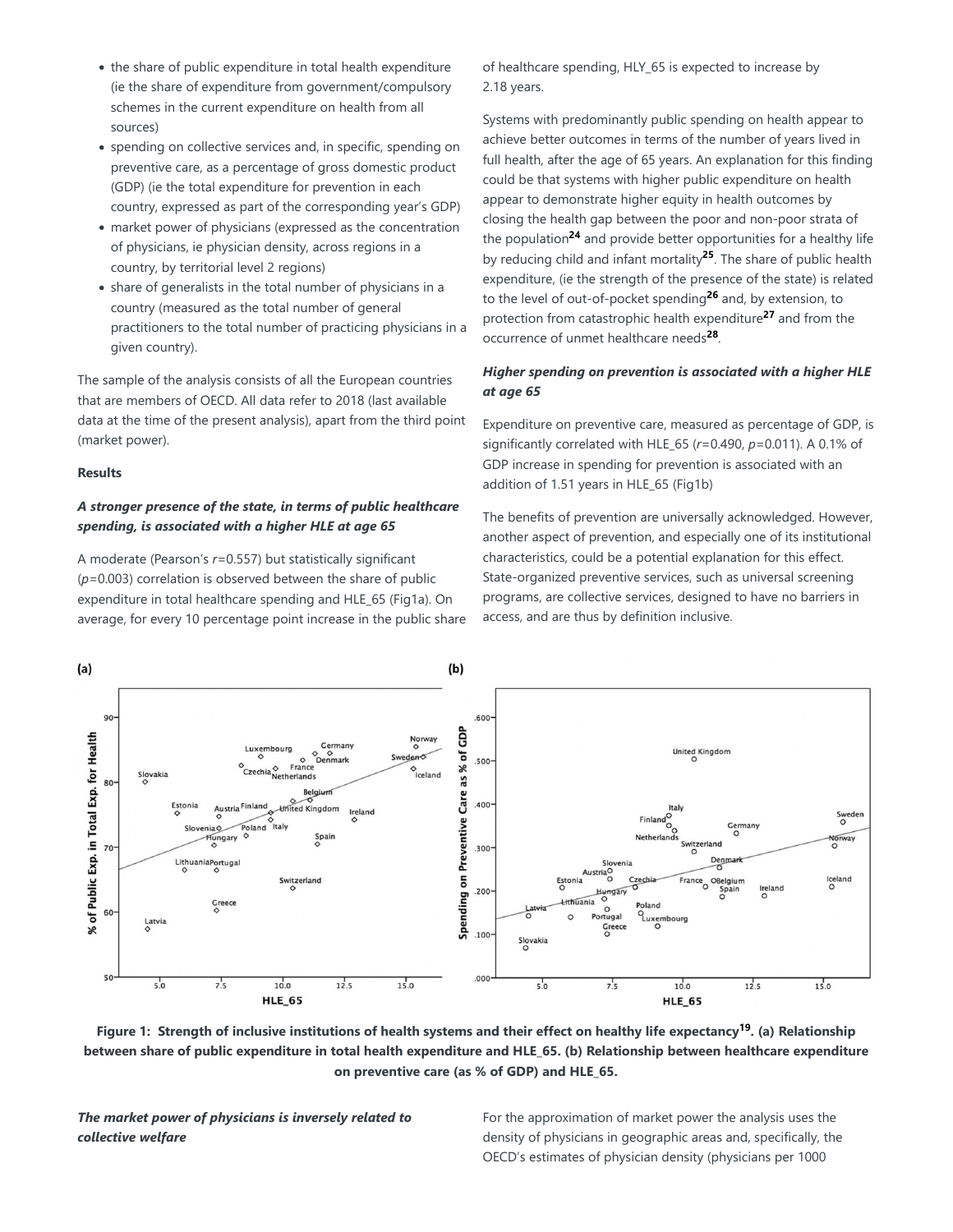- the share of public expenditure in total health expenditure (ie the share of expenditure from government/compulsory schemes in the current expenditure on health from all sources)
- spending on collective services and, in specific, spending on preventive care, as a percentage of gross domestic product (GDP) (ie the total expenditure for prevention in each country, expressed as part of the corresponding year's GDP)
- market power of physicians (expressed as the concentration of physicians, ie physician density, across regions in a country, by territorial level 2 regions)
- share of generalists in the total number of physicians in a country (measured as the total number of general practitioners to the total number of practicing physicians in a given country).

The sample of the analysis consists of all the European countries that are members of OECD. All data refer to 2018 (last available data at the time of the present analysis), apart from the third point (market power).

**Results**

***A stronger presence of the state, in terms of public healthcare spending, is associated with a higher HLE at age 65***

A moderate (Pearson's $r$=0.557) but statistically significant ($p$=0.003) correlation is observed between the share of public expenditure in total healthcare spending and HLE_65 (Fig1a). On average, for every 10 percentage point increase in the public share of healthcare spending, HLY_65 is expected to increase by 2.18 years.

Systems with predominantly public spending on health appear to achieve better outcomes in terms of the number of years lived in full health, after the age of 65 years. An explanation for this finding could be that systems with higher public expenditure on health appear to demonstrate higher equity in health outcomes by closing the health gap between the poor and non-poor strata of the population[24] and provide better opportunities for a healthy life by reducing child and infant mortality[25]. The share of public health expenditure, (ie the strength of the presence of the state) is related to the level of out-of-pocket spending[26] and, by extension, to protection from catastrophic health expenditure[27] and from the occurrence of unmet healthcare needs[28].

***Higher spending on prevention is associated with a higher HLE at age 65***

Expenditure on preventive care, measured as percentage of GDP, is significantly correlated with HLE_65 ($r$=0.490, $p$=0.011). A 0.1% of GDP increase in spending for prevention is associated with an addition of 1.51 years in HLE_65 (Fig1b)

The benefits of prevention are universally acknowledged. However, another aspect of prevention, and especially one of its institutional characteristics, could be a potential explanation for this effect. State-organized preventive services, such as universal screening programs, are collective services, designed to have no barriers in access, and are thus by definition inclusive.

**Figure 1: Strength of inclusive institutions of health systems and their effect on healthy life expectancy[19]. (a) Relationship between share of public expenditure in total health expenditure and HLE_65. (b) Relationship between healthcare expenditure on preventive care (as % of GDP) and HLE_65.**

***The market power of physicians is inversely related to collective welfare***

For the approximation of market power the analysis uses the density of physicians in geographic areas and, specifically, the OECD's estimates of physician density (physicians per 1000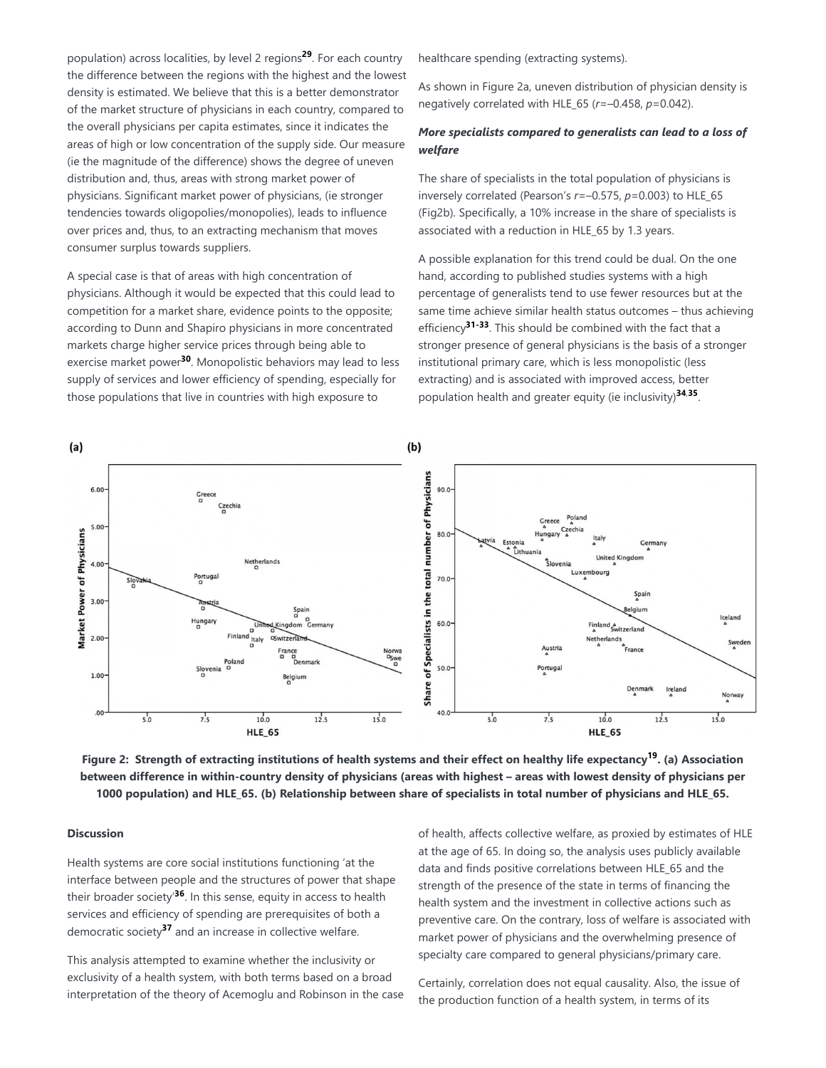population) across localities, by level 2 regions[29]. For each country the difference between the regions with the highest and the lowest density is estimated. We believe that this is a better demonstrator of the market structure of physicians in each country, compared to the overall physicians per capita estimates, since it indicates the areas of high or low concentration of the supply side. Our measure (ie the magnitude of the difference) shows the degree of uneven distribution and, thus, areas with strong market power of physicians. Significant market power of physicians, (ie stronger tendencies towards oligopolies/monopolies), leads to influence over prices and, thus, to an extracting mechanism that moves consumer surplus towards suppliers.

A special case is that of areas with high concentration of physicians. Although it would be expected that this could lead to competition for a market share, evidence points to the opposite; according to Dunn and Shapiro physicians in more concentrated markets charge higher service prices through being able to exercise market power[30]. Monopolistic behaviors may lead to less supply of services and lower efficiency of spending, especially for those populations that live in countries with high exposure to healthcare spending (extracting systems).

As shown in Figure 2a, uneven distribution of physician density is negatively correlated with HLE_65 ($r$=–0.458, $p$=0.042).

***More specialists compared to generalists can lead to a loss of welfare***

The share of specialists in the total population of physicians is inversely correlated (Pearson's $r$=–0.575, $p$=0.003) to HLE_65 (Fig2b). Specifically, a 10% increase in the share of specialists is associated with a reduction in HLE_65 by 1.3 years.

A possible explanation for this trend could be dual. On the one hand, according to published studies systems with a high percentage of generalists tend to use fewer resources but at the same time achieve similar health status outcomes – thus achieving efficiency[31-33]. This should be combined with the fact that a stronger presence of general physicians is the basis of a stronger institutional primary care, which is less monopolistic (less extracting) and is associated with improved access, better population health and greater equity (ie inclusivity)[34,35].

**Figure 2: Strength of extracting institutions of health systems and their effect on healthy life expectancy[19]. (a) Association between difference in within-country density of physicians (areas with highest – areas with lowest density of physicians per 1000 population) and HLE_65. (b) Relationship between share of specialists in total number of physicians and HLE_65.**

**Discussion**

Health systems are core social institutions functioning 'at the interface between people and the structures of power that shape their broader society'[36]. In this sense, equity in access to health services and efficiency of spending are prerequisites of both a democratic society[37] and an increase in collective welfare.

This analysis attempted to examine whether the inclusivity or exclusivity of a health system, with both terms based on a broad interpretation of the theory of Acemoglu and Robinson in the case of health, affects collective welfare, as proxied by estimates of HLE at the age of 65. In doing so, the analysis uses publicly available data and finds positive correlations between HLE_65 and the strength of the presence of the state in terms of financing the health system and the investment in collective actions such as preventive care. On the contrary, loss of welfare is associated with market power of physicians and the overwhelming presence of specialty care compared to general physicians/primary care.

Certainly, correlation does not equal causality. Also, the issue of the production function of a health system, in terms of its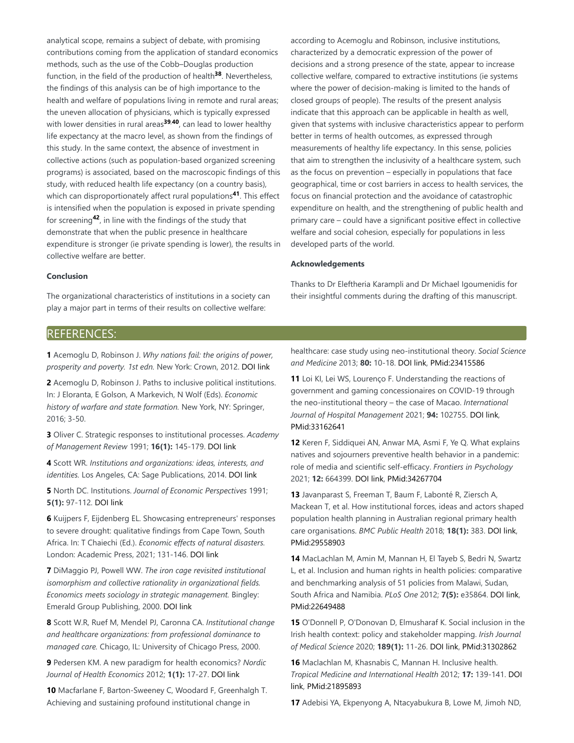analytical scope, remains a subject of debate, with promising contributions coming from the application of standard economics methods, such as the use of the Cobb–Douglas production function, in the field of the production of health[38]. Nevertheless, the findings of this analysis can be of high importance to the health and welfare of populations living in remote and rural areas; the uneven allocation of physicians, which is typically expressed with lower densities in rural areas[39,40], can lead to lower healthy life expectancy at the macro level, as shown from the findings of this study. In the same context, the absence of investment in collective actions (such as population-based organized screening programs) is associated, based on the macroscopic findings of this study, with reduced health life expectancy (on a country basis), which can disproportionately affect rural populations[41]. This effect is intensified when the population is exposed in private spending for screening[42], in line with the findings of the study that demonstrate that when the public presence in healthcare expenditure is stronger (ie private spending is lower), the results in collective welfare are better.

**Conclusion**

The organizational characteristics of institutions in a society can play a major part in terms of their results on collective welfare: according to Acemoglu and Robinson, inclusive institutions, characterized by a democratic expression of the power of decisions and a strong presence of the state, appear to increase collective welfare, compared to extractive institutions (ie systems where the power of decision-making is limited to the hands of closed groups of people). The results of the present analysis indicate that this approach can be applicable in health as well, given that systems with inclusive characteristics appear to perform better in terms of health outcomes, as expressed through measurements of healthy life expectancy. In this sense, policies that aim to strengthen the inclusivity of a healthcare system, such as the focus on prevention – especially in populations that face geographical, time or cost barriers in access to health services, the focus on financial protection and the avoidance of catastrophic expenditure on health, and the strengthening of public health and primary care – could have a significant positive effect in collective welfare and social cohesion, especially for populations in less developed parts of the world.

**Acknowledgements**

Thanks to Dr Eleftheria Karampli and Dr Michael Igoumenidis for their insightful comments during the drafting of this manuscript.

## REFERENCES:

**1** Acemoglu D, Robinson J. *Why nations fail: the origins of power, prosperity and poverty. 1st edn.* New York: Crown, 2012. DOI link

**2** Acemoglu D, Robinson J. Paths to inclusive political institutions. In: J Eloranta, E Golson, A Markevich, N Wolf (Eds). *Economic history of warfare and state formation.* New York, NY: Springer, 2016; 3-50.

**3** Oliver C. Strategic responses to institutional processes. *Academy of Management Review* 1991; **16(1):** 145-179. DOI link

**4** Scott WR. *Institutions and organizations: ideas, interests, and identities.* Los Angeles, CA: Sage Publications, 2014. DOI link

**5** North DC. Institutions. *Journal of Economic Perspectives* 1991; **5(1):** 97-112. DOI link

**6** Kuijpers F, Eijdenberg EL. Showcasing entrepreneurs' responses to severe drought: qualitative findings from Cape Town, South Africa. In: T Chaiechi (Ed.). *Economic effects of natural disasters.* London: Academic Press, 2021; 131-146. DOI link

**7** DiMaggio PJ, Powell WW. *The iron cage revisited institutional isomorphism and collective rationality in organizational fields. Economics meets sociology in strategic management.* Bingley: Emerald Group Publishing, 2000. DOI link

**8** Scott W.R, Ruef M, Mendel PJ, Caronna CA. *Institutional change and healthcare organizations: from professional dominance to managed care.* Chicago, IL: University of Chicago Press, 2000.

**9** Pedersen KM. A new paradigm for health economics? *Nordic Journal of Health Economics* 2012; **1(1):** 17-27. DOI link

**10** Macfarlane F, Barton-Sweeney C, Woodard F, Greenhalgh T. Achieving and sustaining profound institutional change in healthcare: case study using neo-institutional theory. *Social Science and Medicine* 2013; **80:** 10-18. DOI link, PMid:23415586

**11** Loi KI, Lei WS, Lourenço F. Understanding the reactions of government and gaming concessionaires on COVID-19 through the neo-institutional theory – the case of Macao. *International Journal of Hospital Management* 2021; **94:** 102755. DOI link, PMid:33162641

**12** Keren F, Siddiquei AN, Anwar MA, Asmi F, Ye Q. What explains natives and sojourners preventive health behavior in a pandemic: role of media and scientific self-efficacy. *Frontiers in Psychology* 2021; **12:** 664399. DOI link, PMid:34267704

**13** Javanparast S, Freeman T, Baum F, Labonté R, Ziersch A, Mackean T, et al. How institutional forces, ideas and actors shaped population health planning in Australian regional primary health care organisations. *BMC Public Health* 2018; **18(1):** 383. DOI link, PMid:29558903

**14** MacLachlan M, Amin M, Mannan H, El Tayeb S, Bedri N, Swartz L, et al. Inclusion and human rights in health policies: comparative and benchmarking analysis of 51 policies from Malawi, Sudan, South Africa and Namibia. *PLoS One* 2012; **7(5):** e35864. DOI link, PMid:22649488

**15** O'Donnell P, O'Donovan D, Elmusharaf K. Social inclusion in the Irish health context: policy and stakeholder mapping. *Irish Journal of Medical Science* 2020; **189(1):** 11-26. DOI link, PMid:31302862

**16** Maclachlan M, Khasnabis C, Mannan H. Inclusive health. *Tropical Medicine and International Health* 2012; **17:** 139-141. DOI link, PMid:21895893

**17** Adebisi YA, Ekpenyong A, Ntacyabukura B, Lowe M, Jimoh ND,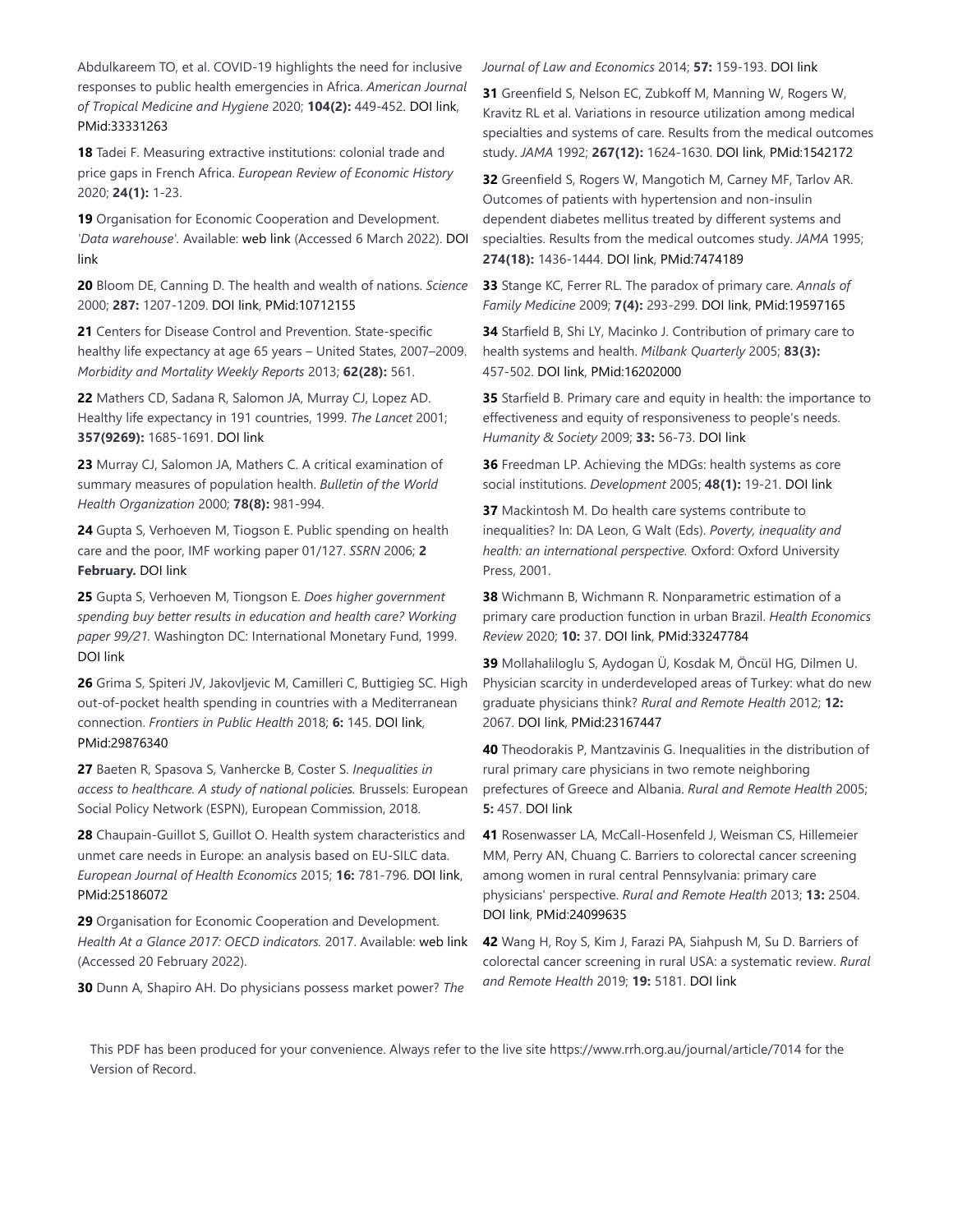Abdulkareem TO, et al. COVID-19 highlights the need for inclusive responses to public health emergencies in Africa. *American Journal of Tropical Medicine and Hygiene* 2020; **104(2):** 449-452. DOI link, PMid:33331263

**18** Tadei F. Measuring extractive institutions: colonial trade and price gaps in French Africa. *European Review of Economic History* 2020; **24(1):** 1-23.

**19** Organisation for Economic Cooperation and Development. '*Data warehouse*'. Available: web link (Accessed 6 March 2022). DOI link

**20** Bloom DE, Canning D. The health and wealth of nations. *Science* 2000; **287:** 1207-1209. DOI link, PMid:10712155

**21** Centers for Disease Control and Prevention. State-specific healthy life expectancy at age 65 years – United States, 2007–2009. *Morbidity and Mortality Weekly Reports* 2013; **62(28):** 561.

**22** Mathers CD, Sadana R, Salomon JA, Murray CJ, Lopez AD. Healthy life expectancy in 191 countries, 1999. *The Lancet* 2001; **357(9269):** 1685-1691. DOI link

**23** Murray CJ, Salomon JA, Mathers C. A critical examination of summary measures of population health. *Bulletin of the World Health Organization* 2000; **78(8):** 981-994.

**24** Gupta S, Verhoeven M, Tiogson E. Public spending on health care and the poor, IMF working paper 01/127. *SSRN* 2006; **2 February.** DOI link

**25** Gupta S, Verhoeven M, Tiongson E. *Does higher government spending buy better results in education and health care? Working paper 99/21.* Washington DC: International Monetary Fund, 1999. DOI link

**26** Grima S, Spiteri JV, Jakovljevic M, Camilleri C, Buttigieg SC. High out-of-pocket health spending in countries with a Mediterranean connection. *Frontiers in Public Health* 2018; **6:** 145. DOI link, PMid:29876340

**27** Baeten R, Spasova S, Vanhercke B, Coster S. *Inequalities in access to healthcare. A study of national policies.* Brussels: European Social Policy Network (ESPN), European Commission, 2018.

**28** Chaupain-Guillot S, Guillot O. Health system characteristics and unmet care needs in Europe: an analysis based on EU-SILC data. *European Journal of Health Economics* 2015; **16:** 781-796. DOI link, PMid:25186072

**29** Organisation for Economic Cooperation and Development. *Health At a Glance 2017: OECD indicators.* 2017. Available: web link (Accessed 20 February 2022).

**30** Dunn A, Shapiro AH. Do physicians possess market power? *The Journal of Law and Economics* 2014; **57:** 159-193. DOI link

**31** Greenfield S, Nelson EC, Zubkoff M, Manning W, Rogers W, Kravitz RL et al. Variations in resource utilization among medical specialties and systems of care. Results from the medical outcomes study. *JAMA* 1992; **267(12):** 1624-1630. DOI link, PMid:1542172

**32** Greenfield S, Rogers W, Mangotich M, Carney MF, Tarlov AR. Outcomes of patients with hypertension and non-insulin dependent diabetes mellitus treated by different systems and specialties. Results from the medical outcomes study. *JAMA* 1995; **274(18):** 1436-1444. DOI link, PMid:7474189

**33** Stange KC, Ferrer RL. The paradox of primary care. *Annals of Family Medicine* 2009; **7(4):** 293-299. DOI link, PMid:19597165

**34** Starfield B, Shi LY, Macinko J. Contribution of primary care to health systems and health. *Milbank Quarterly* 2005; **83(3):** 457-502. DOI link, PMid:16202000

**35** Starfield B. Primary care and equity in health: the importance to effectiveness and equity of responsiveness to people's needs. *Humanity & Society* 2009; **33:** 56-73. DOI link

**36** Freedman LP. Achieving the MDGs: health systems as core social institutions. *Development* 2005; **48(1):** 19-21. DOI link

**37** Mackintosh M. Do health care systems contribute to inequalities? In: DA Leon, G Walt (Eds). *Poverty, inequality and health: an international perspective.* Oxford: Oxford University Press, 2001.

**38** Wichmann B, Wichmann R. Nonparametric estimation of a primary care production function in urban Brazil. *Health Economics Review* 2020; **10:** 37. DOI link, PMid:33247784

**39** Mollahaliloglu S, Aydogan Ü, Kosdak M, Öncül HG, Dilmen U. Physician scarcity in underdeveloped areas of Turkey: what do new graduate physicians think? *Rural and Remote Health* 2012; **12:** 2067. DOI link, PMid:23167447

**40** Theodorakis P, Mantzavinis G. Inequalities in the distribution of rural primary care physicians in two remote neighboring prefectures of Greece and Albania. *Rural and Remote Health* 2005; **5:** 457. DOI link

**41** Rosenwasser LA, McCall-Hosenfeld J, Weisman CS, Hillemeier MM, Perry AN, Chuang C. Barriers to colorectal cancer screening among women in rural central Pennsylvania: primary care physicians' perspective. *Rural and Remote Health* 2013; **13:** 2504. DOI link, PMid:24099635

**42** Wang H, Roy S, Kim J, Farazi PA, Siahpush M, Su D. Barriers of colorectal cancer screening in rural USA: a systematic review. *Rural and Remote Health* 2019; **19:** 5181. DOI link

This PDF has been produced for your convenience. Always refer to the live site https://www.rrh.org.au/journal/article/7014 for the Version of Record.